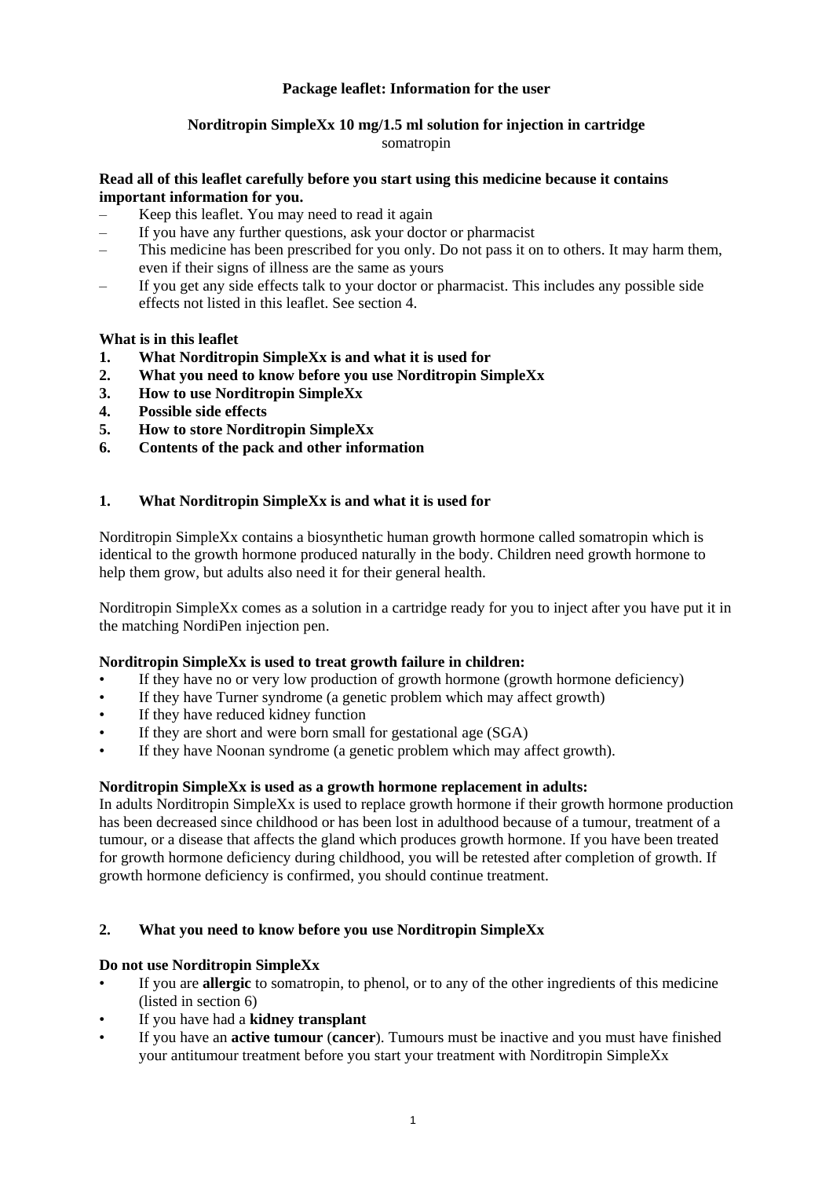**Package leaflet: Information for the user**

**Norditropin SimpleXx 10 mg/1.5 ml solution for injection in cartridge**
somatropin

**Read all of this leaflet carefully before you start using this medicine because it contains important information for you.**

- Keep this leaflet. You may need to read it again
- If you have any further questions, ask your doctor or pharmacist
- This medicine has been prescribed for you only. Do not pass it on to others. It may harm them, even if their signs of illness are the same as yours
- If you get any side effects talk to your doctor or pharmacist. This includes any possible side effects not listed in this leaflet. See section 4.

**What is in this leaflet**

1. **What Norditropin SimpleXx is and what it is used for**
2. **What you need to know before you use Norditropin SimpleXx**
3. **How to use Norditropin SimpleXx**
4. **Possible side effects**
5. **How to store Norditropin SimpleXx**
6. **Contents of the pack and other information**

## 1. What Norditropin SimpleXx is and what it is used for

Norditropin SimpleXx contains a biosynthetic human growth hormone called somatropin which is identical to the growth hormone produced naturally in the body. Children need growth hormone to help them grow, but adults also need it for their general health.

Norditropin SimpleXx comes as a solution in a cartridge ready for you to inject after you have put it in the matching NordiPen injection pen.

**Norditropin SimpleXx is used to treat growth failure in children:**

- If they have no or very low production of growth hormone (growth hormone deficiency)
- If they have Turner syndrome (a genetic problem which may affect growth)
- If they have reduced kidney function
- If they are short and were born small for gestational age (SGA)
- If they have Noonan syndrome (a genetic problem which may affect growth).

**Norditropin SimpleXx is used as a growth hormone replacement in adults:**
In adults Norditropin SimpleXx is used to replace growth hormone if their growth hormone production has been decreased since childhood or has been lost in adulthood because of a tumour, treatment of a tumour, or a disease that affects the gland which produces growth hormone. If you have been treated for growth hormone deficiency during childhood, you will be retested after completion of growth. If growth hormone deficiency is confirmed, you should continue treatment.

## 2. What you need to know before you use Norditropin SimpleXx

**Do not use Norditropin SimpleXx**

- If you are **allergic** to somatropin, to phenol, or to any of the other ingredients of this medicine (listed in section 6)
- If you have had a **kidney transplant**
- If you have an **active tumour** (**cancer**). Tumours must be inactive and you must have finished your antitumour treatment before you start your treatment with Norditropin SimpleXx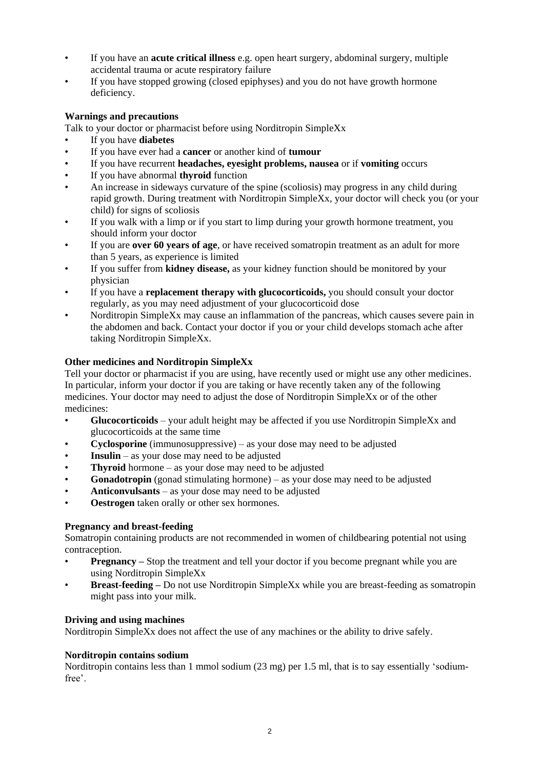- If you have an **acute critical illness** e.g. open heart surgery, abdominal surgery, multiple accidental trauma or acute respiratory failure
- If you have stopped growing (closed epiphyses) and you do not have growth hormone deficiency.

**Warnings and precautions**

Talk to your doctor or pharmacist before using Norditropin SimpleXx

- If you have **diabetes**
- If you have ever had a **cancer** or another kind of **tumour**
- If you have recurrent **headaches, eyesight problems, nausea** or if **vomiting** occurs
- If you have abnormal **thyroid** function
- An increase in sideways curvature of the spine (scoliosis) may progress in any child during rapid growth. During treatment with Norditropin SimpleXx, your doctor will check you (or your child) for signs of scoliosis
- If you walk with a limp or if you start to limp during your growth hormone treatment, you should inform your doctor
- If you are **over 60 years of age**, or have received somatropin treatment as an adult for more than 5 years, as experience is limited
- If you suffer from **kidney disease,** as your kidney function should be monitored by your physician
- If you have a **replacement therapy with glucocorticoids,** you should consult your doctor regularly, as you may need adjustment of your glucocorticoid dose
- Norditropin SimpleXx may cause an inflammation of the pancreas, which causes severe pain in the abdomen and back. Contact your doctor if you or your child develops stomach ache after taking Norditropin SimpleXx.

**Other medicines and Norditropin SimpleXx**

Tell your doctor or pharmacist if you are using, have recently used or might use any other medicines. In particular, inform your doctor if you are taking or have recently taken any of the following medicines. Your doctor may need to adjust the dose of Norditropin SimpleXx or of the other medicines:

- **Glucocorticoids** – your adult height may be affected if you use Norditropin SimpleXx and glucocorticoids at the same time
- **Cyclosporine** (immunosuppressive) – as your dose may need to be adjusted
- **Insulin** – as your dose may need to be adjusted
- **Thyroid** hormone – as your dose may need to be adjusted
- **Gonadotropin** (gonad stimulating hormone) – as your dose may need to be adjusted
- **Anticonvulsants** – as your dose may need to be adjusted
- **Oestrogen** taken orally or other sex hormones.

**Pregnancy and breast-feeding**

Somatropin containing products are not recommended in women of childbearing potential not using contraception.

- **Pregnancy –** Stop the treatment and tell your doctor if you become pregnant while you are using Norditropin SimpleXx
- **Breast-feeding –** Do not use Norditropin SimpleXx while you are breast-feeding as somatropin might pass into your milk.

**Driving and using machines**

Norditropin SimpleXx does not affect the use of any machines or the ability to drive safely.

**Norditropin contains sodium**

Norditropin contains less than 1 mmol sodium (23 mg) per 1.5 ml, that is to say essentially 'sodium-free'.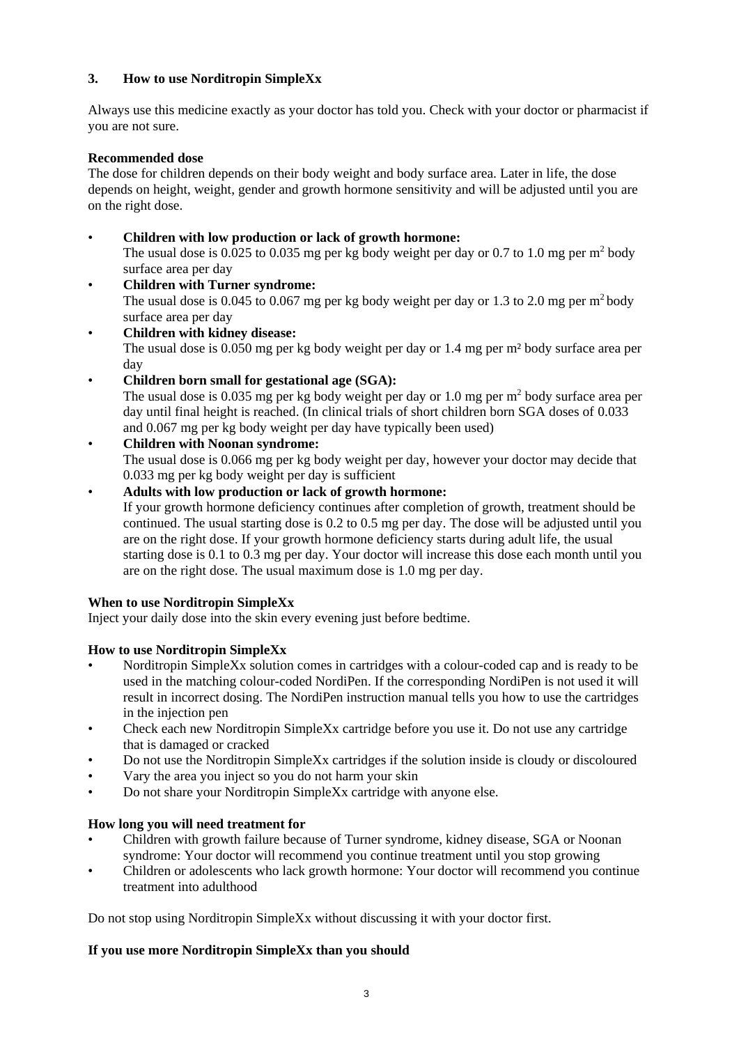## 3. How to use Norditropin SimpleXx

Always use this medicine exactly as your doctor has told you. Check with your doctor or pharmacist if you are not sure.

**Recommended dose**

The dose for children depends on their body weight and body surface area. Later in life, the dose depends on height, weight, gender and growth hormone sensitivity and will be adjusted until you are on the right dose.

- **Children with low production or lack of growth hormone:**
  The usual dose is 0.025 to 0.035 mg per kg body weight per day or 0.7 to 1.0 mg per $m^2$ body surface area per day
- **Children with Turner syndrome:**
  The usual dose is 0.045 to 0.067 mg per kg body weight per day or 1.3 to 2.0 mg per $m^2$ body surface area per day
- **Children with kidney disease:**
  The usual dose is 0.050 mg per kg body weight per day or 1.4 mg per $m^2$ body surface area per day
- **Children born small for gestational age (SGA):**
  The usual dose is 0.035 mg per kg body weight per day or 1.0 mg per $m^2$ body surface area per day until final height is reached. (In clinical trials of short children born SGA doses of 0.033 and 0.067 mg per kg body weight per day have typically been used)
- **Children with Noonan syndrome:**
  The usual dose is 0.066 mg per kg body weight per day, however your doctor may decide that 0.033 mg per kg body weight per day is sufficient
- **Adults with low production or lack of growth hormone:**
  If your growth hormone deficiency continues after completion of growth, treatment should be continued. The usual starting dose is 0.2 to 0.5 mg per day. The dose will be adjusted until you are on the right dose. If your growth hormone deficiency starts during adult life, the usual starting dose is 0.1 to 0.3 mg per day. Your doctor will increase this dose each month until you are on the right dose. The usual maximum dose is 1.0 mg per day.

**When to use Norditropin SimpleXx**

Inject your daily dose into the skin every evening just before bedtime.

**How to use Norditropin SimpleXx**

- Norditropin SimpleXx solution comes in cartridges with a colour-coded cap and is ready to be used in the matching colour-coded NordiPen. If the corresponding NordiPen is not used it will result in incorrect dosing. The NordiPen instruction manual tells you how to use the cartridges in the injection pen
- Check each new Norditropin SimpleXx cartridge before you use it. Do not use any cartridge that is damaged or cracked
- Do not use the Norditropin SimpleXx cartridges if the solution inside is cloudy or discoloured
- Vary the area you inject so you do not harm your skin
- Do not share your Norditropin SimpleXx cartridge with anyone else.

**How long you will need treatment for**

- Children with growth failure because of Turner syndrome, kidney disease, SGA or Noonan syndrome: Your doctor will recommend you continue treatment until you stop growing
- Children or adolescents who lack growth hormone: Your doctor will recommend you continue treatment into adulthood

Do not stop using Norditropin SimpleXx without discussing it with your doctor first.

**If you use more Norditropin SimpleXx than you should**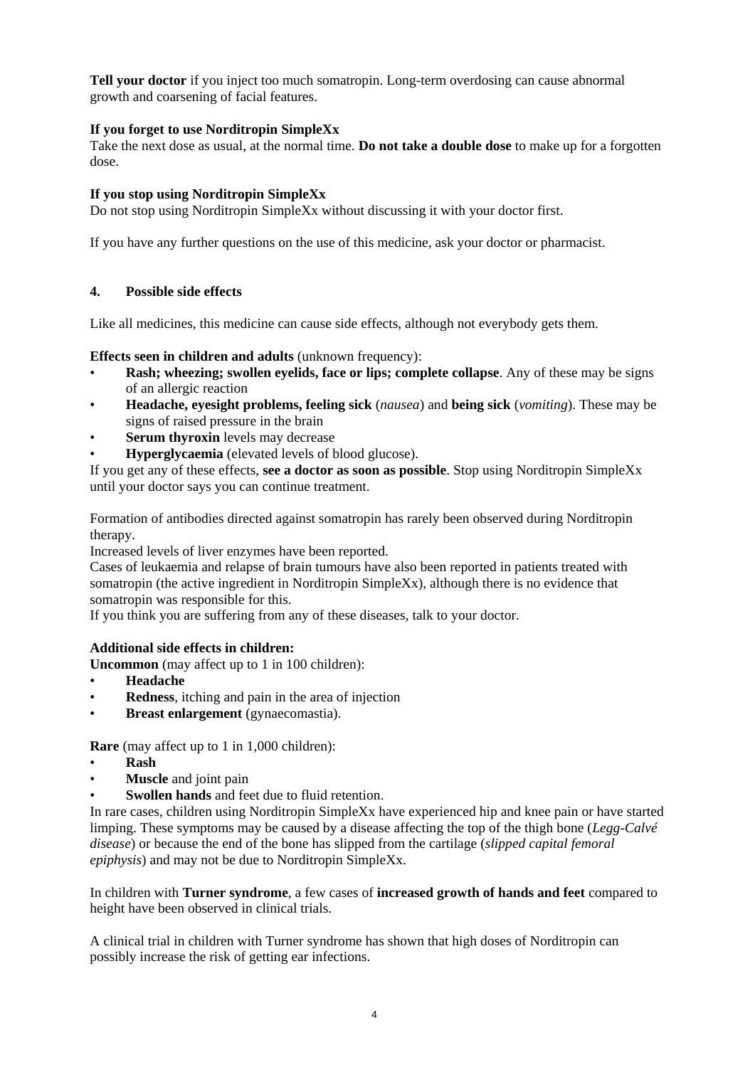**Tell your doctor** if you inject too much somatropin. Long-term overdosing can cause abnormal growth and coarsening of facial features.

**If you forget to use Norditropin SimpleXx**

Take the next dose as usual, at the normal time. **Do not take a double dose** to make up for a forgotten dose.

**If you stop using Norditropin SimpleXx**

Do not stop using Norditropin SimpleXx without discussing it with your doctor first.

If you have any further questions on the use of this medicine, ask your doctor or pharmacist.

## 4. Possible side effects

Like all medicines, this medicine can cause side effects, although not everybody gets them.

**Effects seen in children and adults** (unknown frequency):

- **Rash; wheezing; swollen eyelids, face or lips; complete collapse**. Any of these may be signs of an allergic reaction
- **Headache, eyesight problems, feeling sick** (*nausea*) and **being sick** (*vomiting*). These may be signs of raised pressure in the brain
- **Serum thyroxin** levels may decrease
- **Hyperglycaemia** (elevated levels of blood glucose).

If you get any of these effects, **see a doctor as soon as possible**. Stop using Norditropin SimpleXx until your doctor says you can continue treatment.

Formation of antibodies directed against somatropin has rarely been observed during Norditropin therapy.

Increased levels of liver enzymes have been reported.

Cases of leukaemia and relapse of brain tumours have also been reported in patients treated with somatropin (the active ingredient in Norditropin SimpleXx), although there is no evidence that somatropin was responsible for this.

If you think you are suffering from any of these diseases, talk to your doctor.

**Additional side effects in children:**

**Uncommon** (may affect up to 1 in 100 children):

- **Headache**
- **Redness**, itching and pain in the area of injection
- **Breast enlargement** (gynaecomastia).

**Rare** (may affect up to 1 in 1,000 children):

- **Rash**
- **Muscle** and joint pain
- **Swollen hands** and feet due to fluid retention.

In rare cases, children using Norditropin SimpleXx have experienced hip and knee pain or have started limping. These symptoms may be caused by a disease affecting the top of the thigh bone (*Legg-Calvé disease*) or because the end of the bone has slipped from the cartilage (*slipped capital femoral epiphysis*) and may not be due to Norditropin SimpleXx.

In children with **Turner syndrome**, a few cases of **increased growth of hands and feet** compared to height have been observed in clinical trials.

A clinical trial in children with Turner syndrome has shown that high doses of Norditropin can possibly increase the risk of getting ear infections.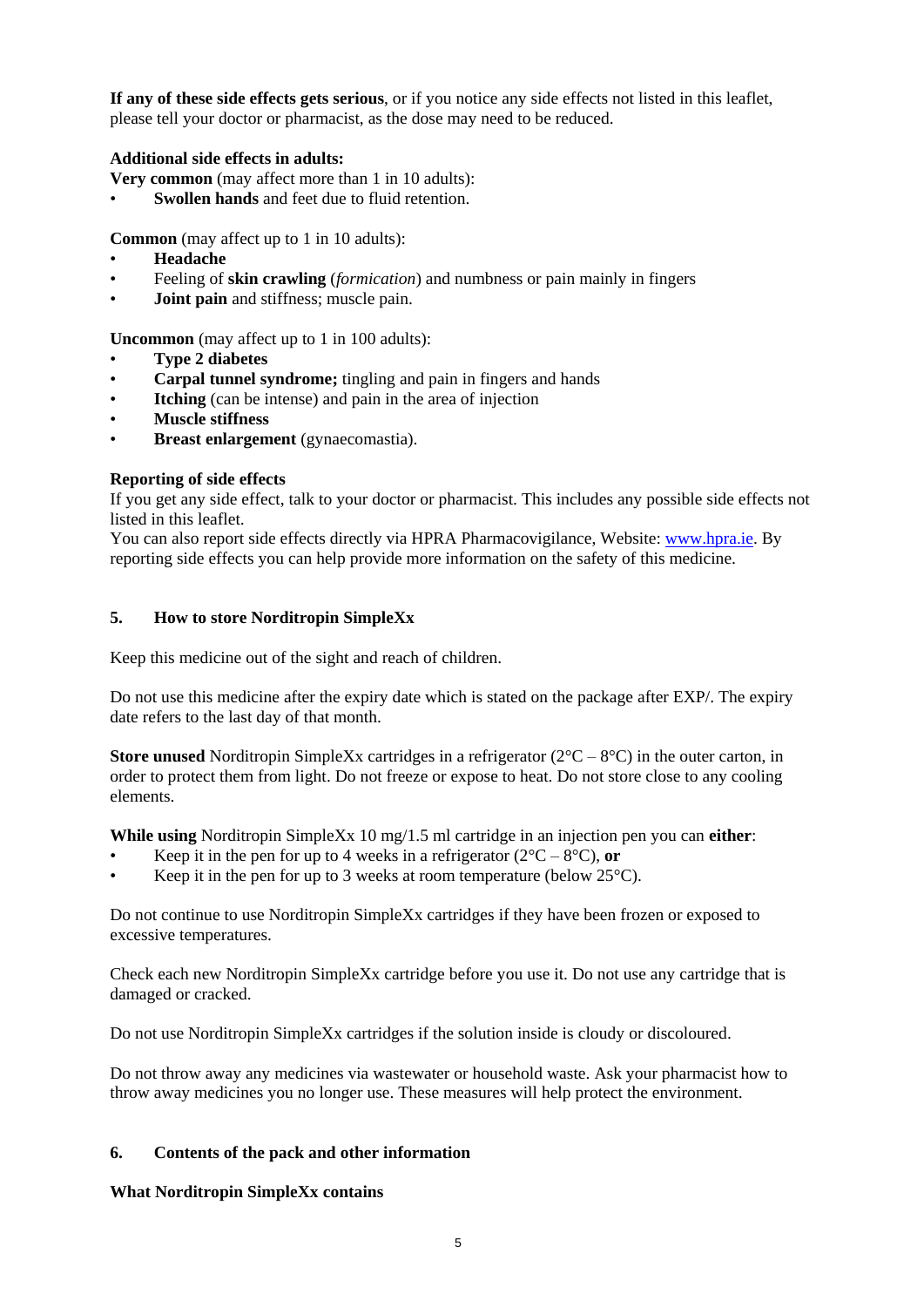**If any of these side effects gets serious**, or if you notice any side effects not listed in this leaflet, please tell your doctor or pharmacist, as the dose may need to be reduced.

**Additional side effects in adults:**

**Very common** (may affect more than 1 in 10 adults):

- **Swollen hands** and feet due to fluid retention.

**Common** (may affect up to 1 in 10 adults):

- **Headache**
- Feeling of **skin crawling** (*formication*) and numbness or pain mainly in fingers
- **Joint pain** and stiffness; muscle pain.

**Uncommon** (may affect up to 1 in 100 adults):

- **Type 2 diabetes**
- **Carpal tunnel syndrome;** tingling and pain in fingers and hands
- **Itching** (can be intense) and pain in the area of injection
- **Muscle stiffness**
- **Breast enlargement** (gynaecomastia).

**Reporting of side effects**

If you get any side effect, talk to your doctor or pharmacist. This includes any possible side effects not listed in this leaflet.
You can also report side effects directly via HPRA Pharmacovigilance, Website: www.hpra.ie. By reporting side effects you can help provide more information on the safety of this medicine.

## 5. How to store Norditropin SimpleXx

Keep this medicine out of the sight and reach of children.

Do not use this medicine after the expiry date which is stated on the package after EXP/. The expiry date refers to the last day of that month.

**Store unused** Norditropin SimpleXx cartridges in a refrigerator (2°C – 8°C) in the outer carton, in order to protect them from light. Do not freeze or expose to heat. Do not store close to any cooling elements.

**While using** Norditropin SimpleXx 10 mg/1.5 ml cartridge in an injection pen you can **either**:

- Keep it in the pen for up to 4 weeks in a refrigerator (2°C – 8°C), **or**
- Keep it in the pen for up to 3 weeks at room temperature (below 25°C).

Do not continue to use Norditropin SimpleXx cartridges if they have been frozen or exposed to excessive temperatures.

Check each new Norditropin SimpleXx cartridge before you use it. Do not use any cartridge that is damaged or cracked.

Do not use Norditropin SimpleXx cartridges if the solution inside is cloudy or discoloured.

Do not throw away any medicines via wastewater or household waste. Ask your pharmacist how to throw away medicines you no longer use. These measures will help protect the environment.

## 6. Contents of the pack and other information

**What Norditropin SimpleXx contains**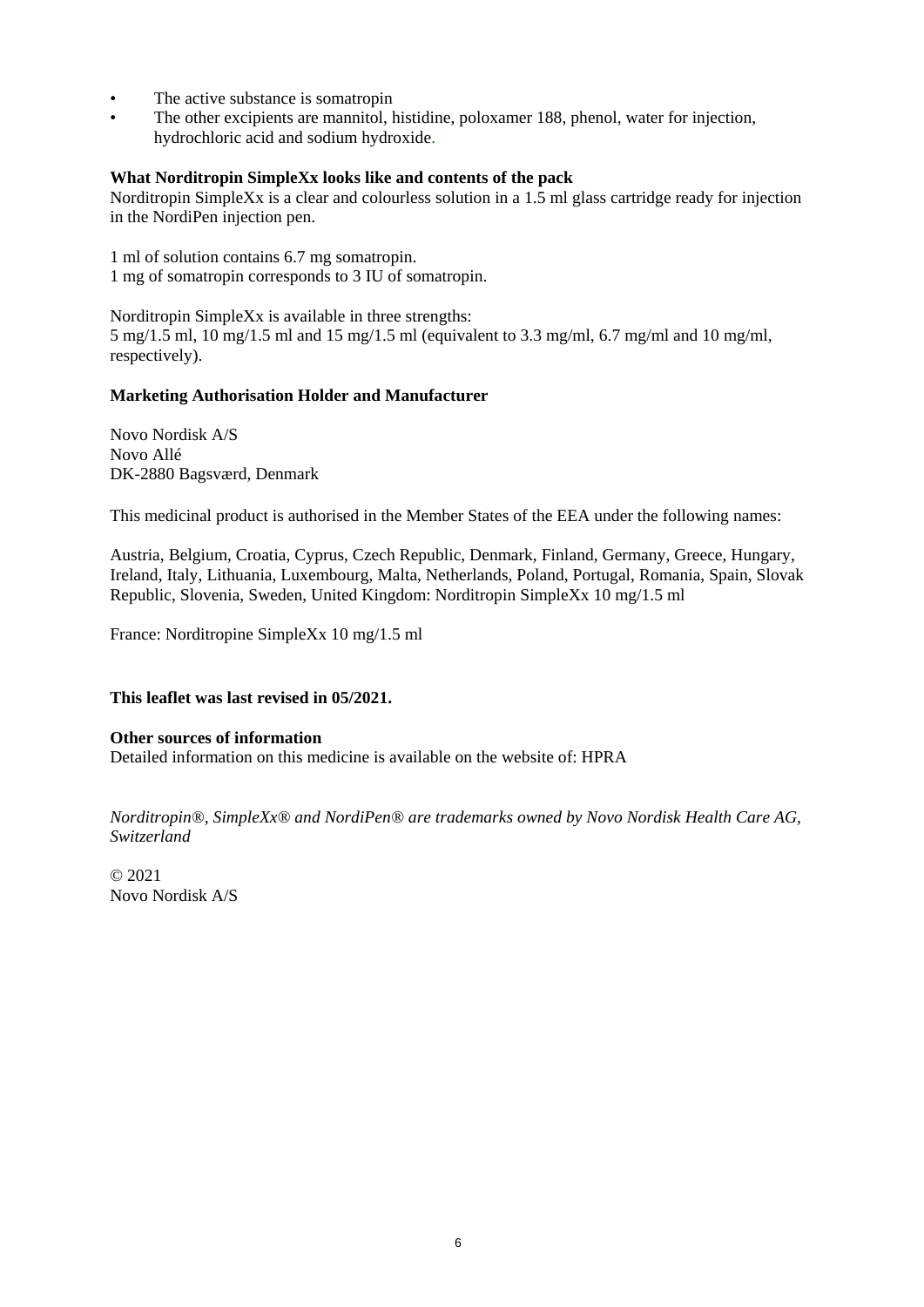- The active substance is somatropin
- The other excipients are mannitol, histidine, poloxamer 188, phenol, water for injection, hydrochloric acid and sodium hydroxide.

**What Norditropin SimpleXx looks like and contents of the pack**
Norditropin SimpleXx is a clear and colourless solution in a 1.5 ml glass cartridge ready for injection in the NordiPen injection pen.

1 ml of solution contains 6.7 mg somatropin.
1 mg of somatropin corresponds to 3 IU of somatropin.

Norditropin SimpleXx is available in three strengths:
5 mg/1.5 ml, 10 mg/1.5 ml and 15 mg/1.5 ml (equivalent to 3.3 mg/ml, 6.7 mg/ml and 10 mg/ml, respectively).

**Marketing Authorisation Holder and Manufacturer**

Novo Nordisk A/S
Novo Allé
DK-2880 Bagsværd, Denmark

This medicinal product is authorised in the Member States of the EEA under the following names:

Austria, Belgium, Croatia, Cyprus, Czech Republic, Denmark, Finland, Germany, Greece, Hungary, Ireland, Italy, Lithuania, Luxembourg, Malta, Netherlands, Poland, Portugal, Romania, Spain, Slovak Republic, Slovenia, Sweden, United Kingdom: Norditropin SimpleXx 10 mg/1.5 ml

France: Norditropine SimpleXx 10 mg/1.5 ml

**This leaflet was last revised in 05/2021.**

**Other sources of information**
Detailed information on this medicine is available on the website of: HPRA

*Norditropin®, SimpleXx® and NordiPen® are trademarks owned by Novo Nordisk Health Care AG, Switzerland*

© 2021
Novo Nordisk A/S